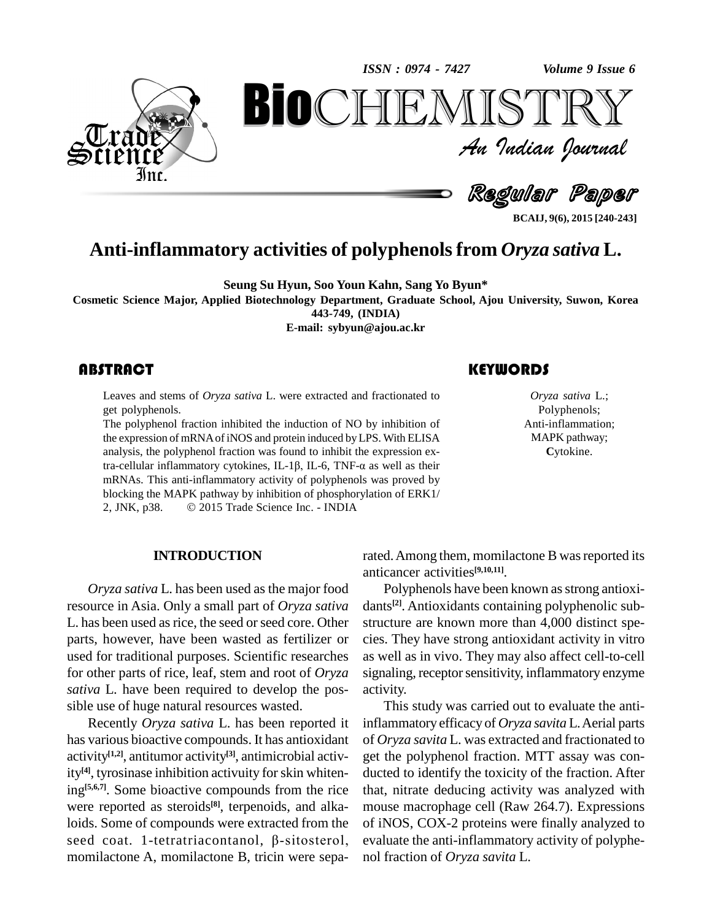# Anti-inflammatory activities of polyphenols from *Oryza sativa* L.

**Seung Su Hyun, Soo Youn Kahn, Sang Yo Byun***

**Cosmetic Science Major, Applied Biotechnology Department, Graduate School, Ajou University, Suwon, Korea 443-749, (INDIA)**

**E-mail: sybyun@ajou.ac.kr**

## ABSTRACT

Leaves and stems of *Oryza sativa* L. were extracted and fractionated to get polyphenols.

The polyphenol fraction inhibited the induction of NO by inhibition of the expression of mRNA of iNOS and protein induced by LPS. With ELISA analysis, the polyphenol fraction was found to inhibit the expression extra-cellular inflammatory cytokines, IL-1β, IL-6, TNF-α as well as their mRNAs. This anti-inflammatory activity of polyphenols was proved by blocking the MAPK pathway by inhibition of phosphorylation of ERK1/2, JNK, p38. © 2015 Trade Science Inc. - INDIA

## KEYWORDS

*Oryza sativa* L.;
Polyphenols;
Anti-inflammation;
MAPK pathway;
**C**ytokine.

## INTRODUCTION

*Oryza sativa* L. has been used as the major food resource in Asia. Only a small part of *Oryza sativa* L. has been used as rice, the seed or seed core. Other parts, however, have been wasted as fertilizer or used for traditional purposes. Scientific researches for other parts of rice, leaf, stem and root of *Oryza sativa* L. have been required to develop the possible use of huge natural resources wasted.

Recently *Oryza sativa* L. has been reported it has various bioactive compounds. It has antioxidant activity[1,2], antitumor activity[3], antimicrobial activity[4], tyrosinase inhibition activuity for skin whitening[5,6,7]. Some bioactive compounds from the rice were reported as steroids[8], terpenoids, and alkaloids. Some of compounds were extracted from the seed coat. 1-tetratriacontanol, β-sitosterol, momilactone A, momilactone B, tricin were separated. Among them, momilactone B was reported its anticancer activities[9,10,11].

Polyphenols have been known as strong antioxidants[2]. Antioxidants containing polyphenolic substructure are known more than 4,000 distinct species. They have strong antioxidant activity in vitro as well as in vivo. They may also affect cell-to-cell signaling, receptor sensitivity, inflammatory enzyme activity.

This study was carried out to evaluate the anti-inflammatory efficacy of *Oryza savita* L. Aerial parts of *Oryza savita* L. was extracted and fractionated to get the polyphenol fraction. MTT assay was conducted to identify the toxicity of the fraction. After that, nitrate deducing activity was analyzed with mouse macrophage cell (Raw 264.7). Expressions of iNOS, COX-2 proteins were finally analyzed to evaluate the anti-inflammatory activity of polyphenol fraction of *Oryza savita* L.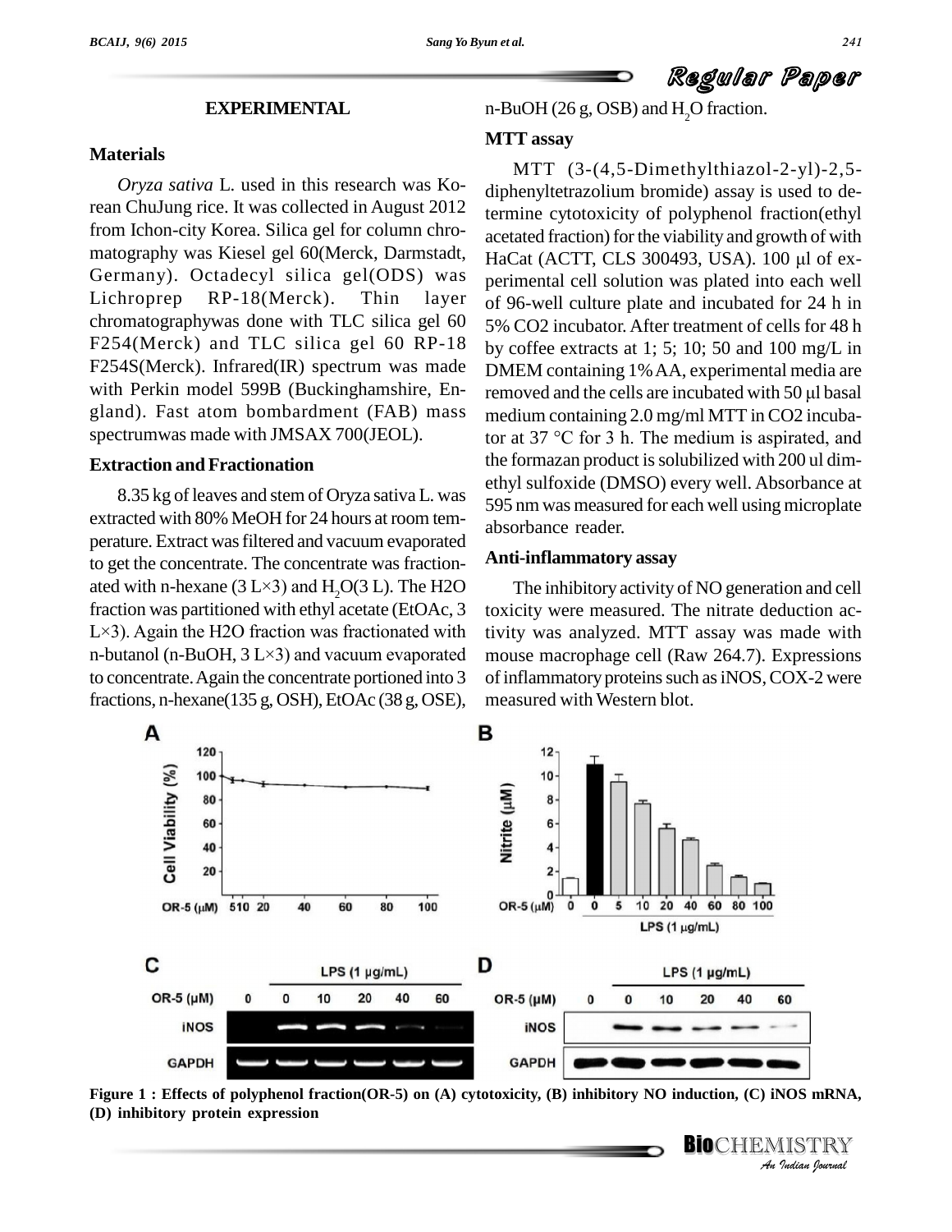## EXPERIMENTAL

### Materials

*Oryza sativa* L. used in this research was Korean ChuJung rice. It was collected in August 2012 from Ichon-city Korea. Silica gel for column chromatography was Kiesel gel 60(Merck, Darmstadt, Germany). Octadecyl silica gel(ODS) was Lichroprep RP-18(Merck). Thin layer chromatographywas done with TLC silica gel 60 F254(Merck) and TLC silica gel 60 RP-18 F254S(Merck). Infrared(IR) spectrum was made with Perkin model 599B (Buckinghamshire, England). Fast atom bombardment (FAB) mass spectrumwas made with JMSAX 700(JEOL).

### Extraction and Fractionation

8.35 kg of leaves and stem of Oryza sativa L. was extracted with 80% MeOH for 24 hours at room temperature. Extract was filtered and vacuum evaporated to get the concentrate. The concentrate was fractionated with n-hexane (3 L×3) and $H_2O$(3 L). The H2O fraction was partitioned with ethyl acetate (EtOAc, 3 L×3). Again the H2O fraction was fractionated with n-butanol (n-BuOH, 3 L×3) and vacuum evaporated to concentrate. Again the concentrate portioned into 3 fractions, n-hexane(135 g, OSH), EtOAc (38 g, OSE), n-BuOH (26 g, OSB) and $H_2O$ fraction.

### MTT assay

MTT (3-(4,5-Dimethylthiazol-2-yl)-2,5-diphenyltetrazolium bromide) assay is used to determine cytotoxicity of polyphenol fraction(ethyl acetated fraction) for the viability and growth of with HaCat (ACTT, CLS 300493, USA). 100 µl of experimental cell solution was plated into each well of 96-well culture plate and incubated for 24 h in 5% CO2 incubator. After treatment of cells for 48 h by coffee extracts at 1; 5; 10; 50 and 100 mg/L in DMEM containing 1% AA, experimental media are removed and the cells are incubated with 50 µl basal medium containing 2.0 mg/ml MTT in CO2 incubator at 37 °C for 3 h. The medium is aspirated, and the formazan product is solubilized with 200 ul dimethyl sulfoxide (DMSO) every well. Absorbance at 595 nm was measured for each well using microplate absorbance reader.

### Anti-inflammatory assay

The inhibitory activity of NO generation and cell toxicity were measured. The nitrate deduction activity was analyzed. MTT assay was made with mouse macrophage cell (Raw 264.7). Expressions of inflammatory proteins such as iNOS, COX-2 were measured with Western blot.

**Figure 1 : Effects of polyphenol fraction(OR-5) on (A) cytotoxicity, (B) inhibitory NO induction, (C) iNOS mRNA, (D) inhibitory protein expression**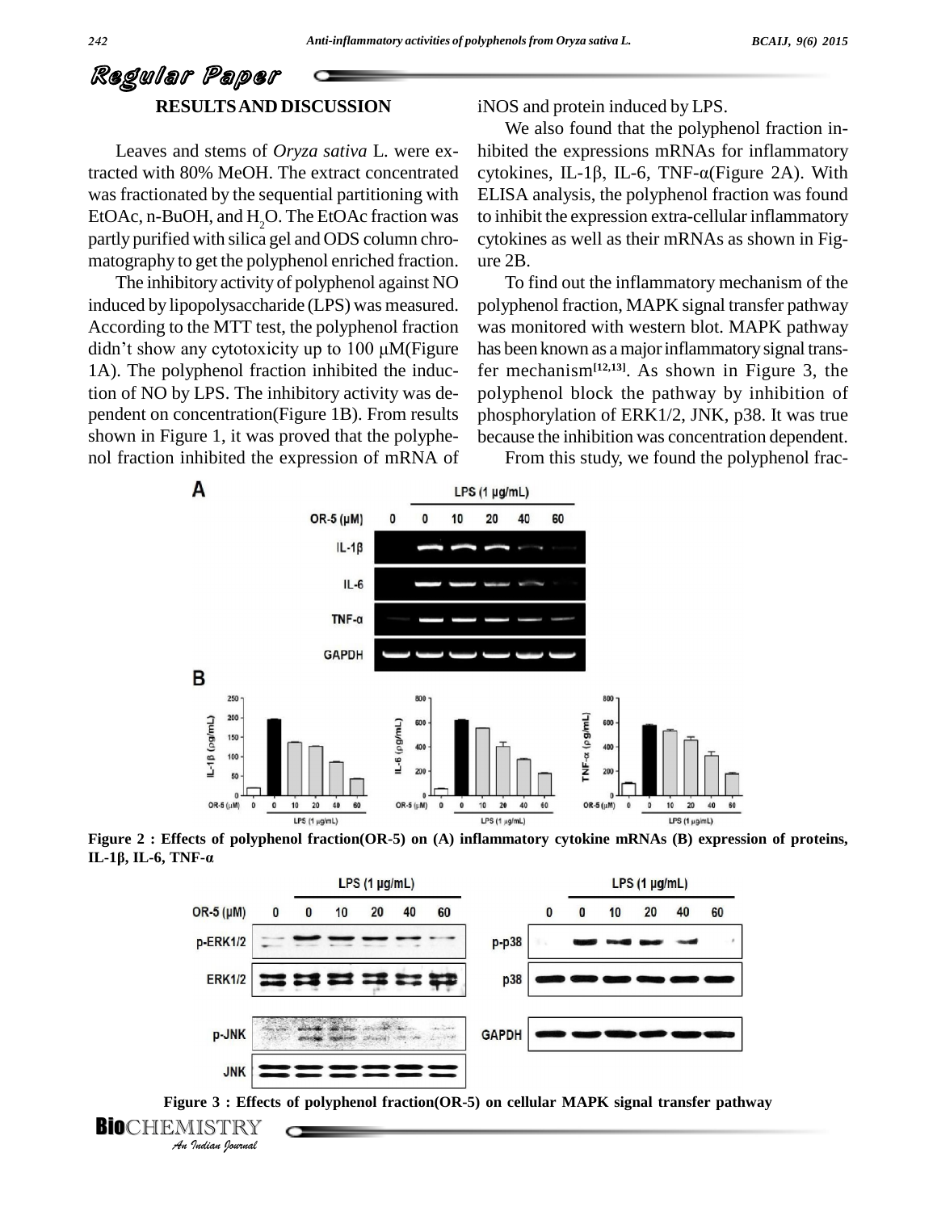## RESULTS AND DISCUSSION

Leaves and stems of *Oryza sativa* L. were extracted with 80% MeOH. The extract concentrated was fractionated by the sequential partitioning with EtOAc, n-BuOH, and $H_2O$. The EtOAc fraction was partly purified with silica gel and ODS column chromatography to get the polyphenol enriched fraction.

The inhibitory activity of polyphenol against NO induced by lipopolysaccharide (LPS) was measured. According to the MTT test, the polyphenol fraction didn't show any cytotoxicity up to 100 μM(Figure 1A). The polyphenol fraction inhibited the induction of NO by LPS. The inhibitory activity was dependent on concentration(Figure 1B). From results shown in Figure 1, it was proved that the polyphenol fraction inhibited the expression of mRNA of iNOS and protein induced by LPS.

We also found that the polyphenol fraction inhibited the expressions mRNAs for inflammatory cytokines, IL-1β, IL-6, TNF-α(Figure 2A). With ELISA analysis, the polyphenol fraction was found to inhibit the expression extra-cellular inflammatory cytokines as well as their mRNAs as shown in Figure 2B.

To find out the inflammatory mechanism of the polyphenol fraction, MAPK signal transfer pathway was monitored with western blot. MAPK pathway has been known as a major inflammatory signal transfer mechanism[12,13]. As shown in Figure 3, the polyphenol block the pathway by inhibition of phosphorylation of ERK1/2, JNK, p38. It was true because the inhibition was concentration dependent.

From this study, we found the polyphenol frac-

**Figure 2 : Effects of polyphenol fraction(OR-5) on (A) inflammatory cytokine mRNAs (B) expression of proteins, IL-1β, IL-6, TNF-α**

**Figure 3 : Effects of polyphenol fraction(OR-5) on cellular MAPK signal transfer pathway**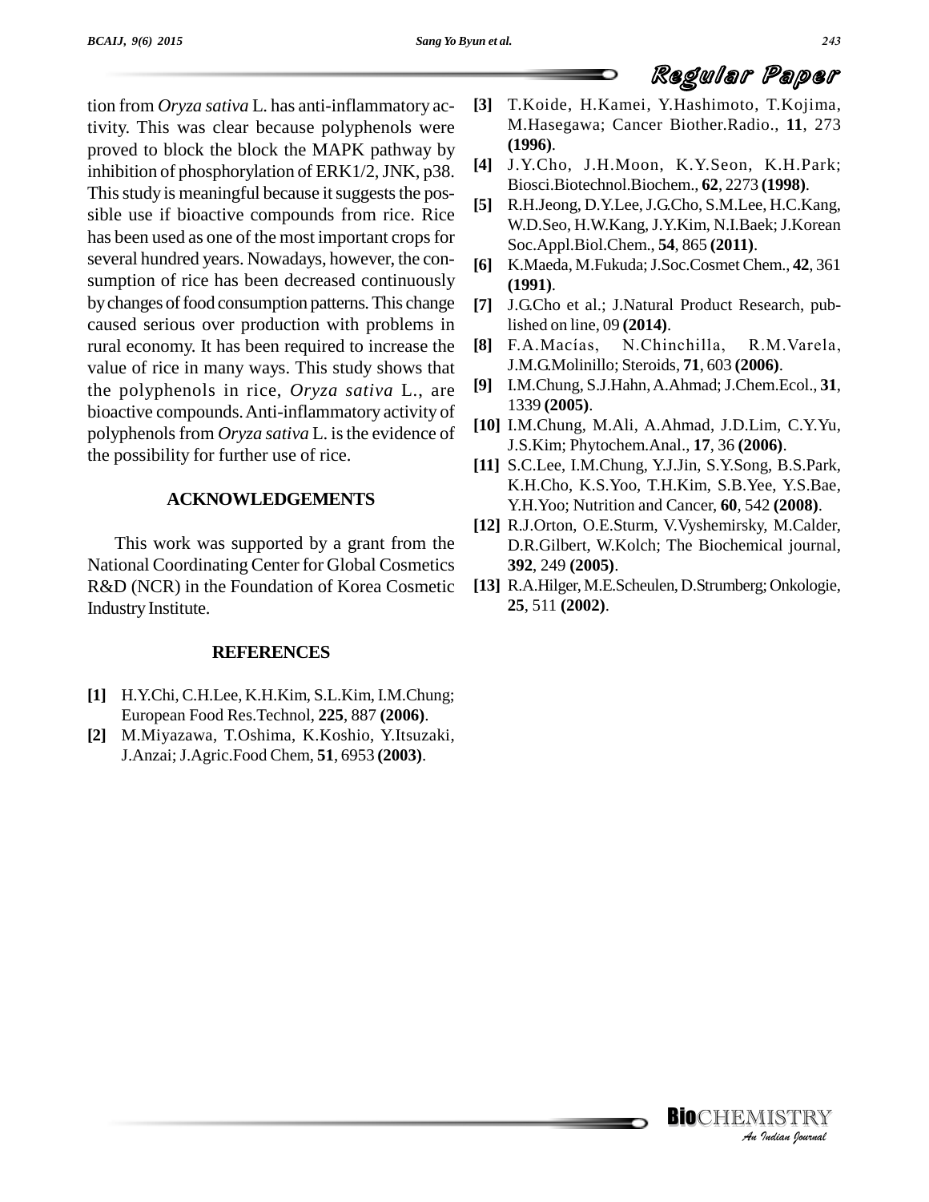tion from *Oryza sativa* L. has anti-inflammatory activity. This was clear because polyphenols were proved to block the block the MAPK pathway by inhibition of phosphorylation of ERK1/2, JNK, p38. This study is meaningful because it suggests the possible use if bioactive compounds from rice. Rice has been used as one of the most important crops for several hundred years. Nowadays, however, the consumption of rice has been decreased continuously by changes of food consumption patterns. This change caused serious over production with problems in rural economy. It has been required to increase the value of rice in many ways. This study shows that the polyphenols in rice, *Oryza sativa* L., are bioactive compounds. Anti-inflammatory activity of polyphenols from *Oryza sativa* L. is the evidence of the possibility for further use of rice.

## ACKNOWLEDGEMENTS

This work was supported by a grant from the National Coordinating Center for Global Cosmetics R&D (NCR) in the Foundation of Korea Cosmetic Industry Institute.

## REFERENCES

**[1]** H.Y.Chi, C.H.Lee, K.H.Kim, S.L.Kim, I.M.Chung; European Food Res.Technol, **225**, 887 **(2006)**.

**[2]** M.Miyazawa, T.Oshima, K.Koshio, Y.Itsuzaki, J.Anzai; J.Agric.Food Chem, **51**, 6953 **(2003)**.

**[3]** T.Koide, H.Kamei, Y.Hashimoto, T.Kojima, M.Hasegawa; Cancer Biother.Radio., **11**, 273 **(1996)**.

**[4]** J.Y.Cho, J.H.Moon, K.Y.Seon, K.H.Park; Biosci.Biotechnol.Biochem., **62**, 2273 **(1998)**.

**[5]** R.H.Jeong, D.Y.Lee, J.G.Cho, S.M.Lee, H.C.Kang, W.D.Seo, H.W.Kang, J.Y.Kim, N.I.Baek; J.Korean Soc.Appl.Biol.Chem., **54**, 865 **(2011)**.

**[6]** K.Maeda, M.Fukuda; J.Soc.Cosmet Chem., **42**, 361 **(1991)**.

**[7]** J.G.Cho et al.; J.Natural Product Research, published on line, 09 **(2014)**.

**[8]** F.A.Macías, N.Chinchilla, R.M.Varela, J.M.G.Molinillo; Steroids, **71**, 603 **(2006)**.

**[9]** I.M.Chung, S.J.Hahn, A.Ahmad; J.Chem.Ecol., **31**, 1339 **(2005)**.

**[10]** I.M.Chung, M.Ali, A.Ahmad, J.D.Lim, C.Y.Yu, J.S.Kim; Phytochem.Anal., **17**, 36 **(2006)**.

**[11]** S.C.Lee, I.M.Chung, Y.J.Jin, S.Y.Song, B.S.Park, K.H.Cho, K.S.Yoo, T.H.Kim, S.B.Yee, Y.S.Bae, Y.H.Yoo; Nutrition and Cancer, **60**, 542 **(2008)**.

**[12]** R.J.Orton, O.E.Sturm, V.Vyshemirsky, M.Calder, D.R.Gilbert, W.Kolch; The Biochemical journal, **392**, 249 **(2005)**.

**[13]** R.A.Hilger, M.E.Scheulen, D.Strumberg; Onkologie, **25**, 511 **(2002)**.